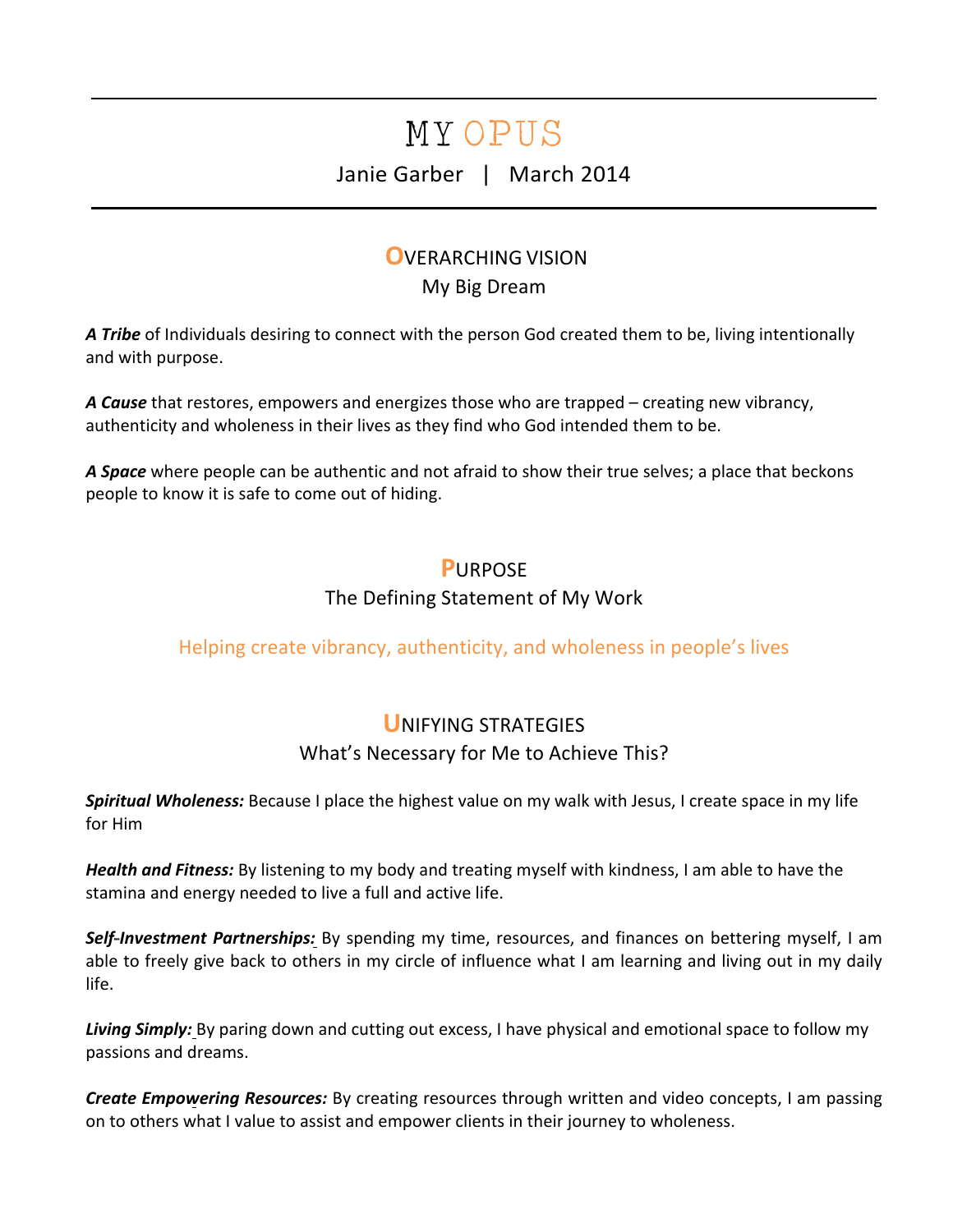# MY OPUS

Janie Garber | March 2014

## OVERARCHING VISION

My Big Dream

***A Tribe*** of Individuals desiring to connect with the person God created them to be, living intentionally and with purpose.

***A Cause*** that restores, empowers and energizes those who are trapped – creating new vibrancy, authenticity and wholeness in their lives as they find who God intended them to be.

***A Space*** where people can be authentic and not afraid to show their true selves; a place that beckons people to know it is safe to come out of hiding.

## PURPOSE

The Defining Statement of My Work

Helping create vibrancy, authenticity, and wholeness in people's lives

## UNIFYING STRATEGIES

What's Necessary for Me to Achieve This?

***Spiritual Wholeness:*** Because I place the highest value on my walk with Jesus, I create space in my life for Him

***Health and Fitness:*** By listening to my body and treating myself with kindness, I am able to have the stamina and energy needed to live a full and active life.

***Self-Investment Partnerships:*** By spending my time, resources, and finances on bettering myself, I am able to freely give back to others in my circle of influence what I am learning and living out in my daily life.

***Living Simply:*** By paring down and cutting out excess, I have physical and emotional space to follow my passions and dreams.

***Create Empowering Resources:*** By creating resources through written and video concepts, I am passing on to others what I value to assist and empower clients in their journey to wholeness.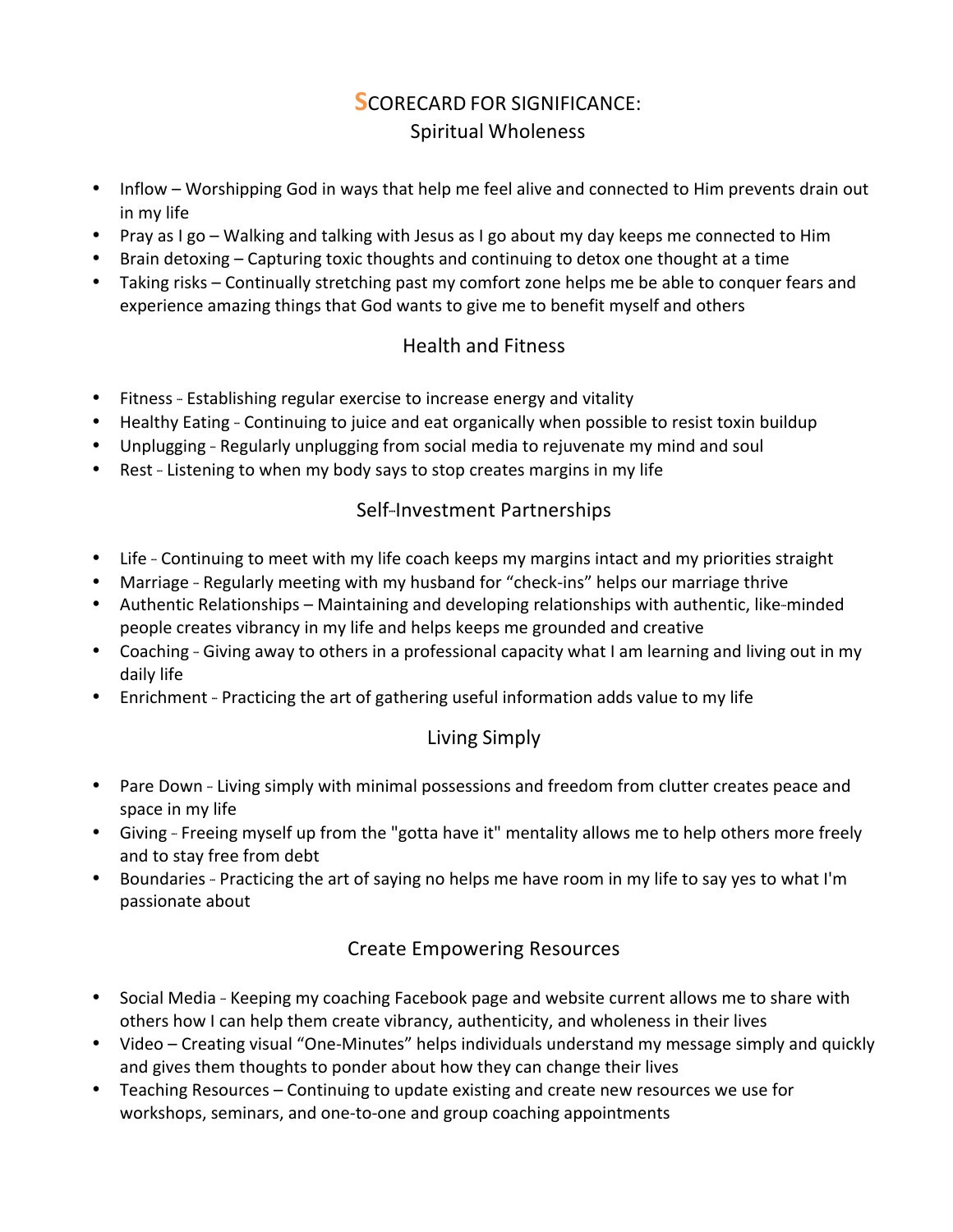# SCORECARD FOR SIGNIFICANCE:

## Spiritual Wholeness

- Inflow – Worshipping God in ways that help me feel alive and connected to Him prevents drain out in my life
- Pray as I go – Walking and talking with Jesus as I go about my day keeps me connected to Him
- Brain detoxing – Capturing toxic thoughts and continuing to detox one thought at a time
- Taking risks – Continually stretching past my comfort zone helps me be able to conquer fears and experience amazing things that God wants to give me to benefit myself and others

## Health and Fitness

- Fitness – Establishing regular exercise to increase energy and vitality
- Healthy Eating – Continuing to juice and eat organically when possible to resist toxin buildup
- Unplugging – Regularly unplugging from social media to rejuvenate my mind and soul
- Rest – Listening to when my body says to stop creates margins in my life

## Self-Investment Partnerships

- Life – Continuing to meet with my life coach keeps my margins intact and my priorities straight
- Marriage – Regularly meeting with my husband for "check-ins" helps our marriage thrive
- Authentic Relationships – Maintaining and developing relationships with authentic, like-minded people creates vibrancy in my life and helps keeps me grounded and creative
- Coaching – Giving away to others in a professional capacity what I am learning and living out in my daily life
- Enrichment – Practicing the art of gathering useful information adds value to my life

## Living Simply

- Pare Down – Living simply with minimal possessions and freedom from clutter creates peace and space in my life
- Giving – Freeing myself up from the "gotta have it" mentality allows me to help others more freely and to stay free from debt
- Boundaries – Practicing the art of saying no helps me have room in my life to say yes to what I'm passionate about

## Create Empowering Resources

- Social Media – Keeping my coaching Facebook page and website current allows me to share with others how I can help them create vibrancy, authenticity, and wholeness in their lives
- Video – Creating visual "One-Minutes" helps individuals understand my message simply and quickly and gives them thoughts to ponder about how they can change their lives
- Teaching Resources – Continuing to update existing and create new resources we use for workshops, seminars, and one-to-one and group coaching appointments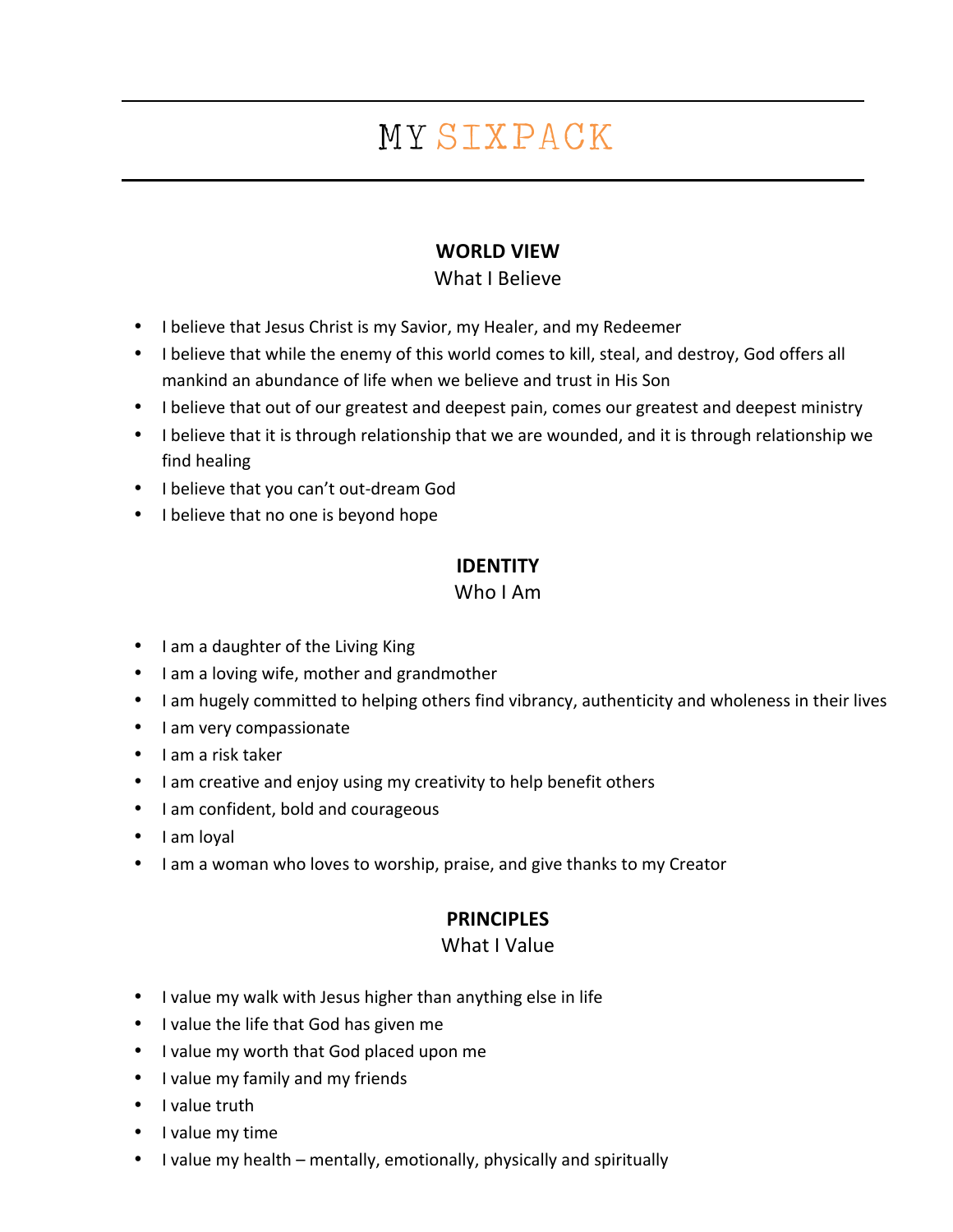# MY SIXPACK

## WORLD VIEW

What I Believe

- I believe that Jesus Christ is my Savior, my Healer, and my Redeemer
- I believe that while the enemy of this world comes to kill, steal, and destroy, God offers all mankind an abundance of life when we believe and trust in His Son
- I believe that out of our greatest and deepest pain, comes our greatest and deepest ministry
- I believe that it is through relationship that we are wounded, and it is through relationship we find healing
- I believe that you can't out-dream God
- I believe that no one is beyond hope

## IDENTITY

Who I Am

- I am a daughter of the Living King
- I am a loving wife, mother and grandmother
- I am hugely committed to helping others find vibrancy, authenticity and wholeness in their lives
- I am very compassionate
- I am a risk taker
- I am creative and enjoy using my creativity to help benefit others
- I am confident, bold and courageous
- I am loyal
- I am a woman who loves to worship, praise, and give thanks to my Creator

## PRINCIPLES

What I Value

- I value my walk with Jesus higher than anything else in life
- I value the life that God has given me
- I value my worth that God placed upon me
- I value my family and my friends
- I value truth
- I value my time
- I value my health – mentally, emotionally, physically and spiritually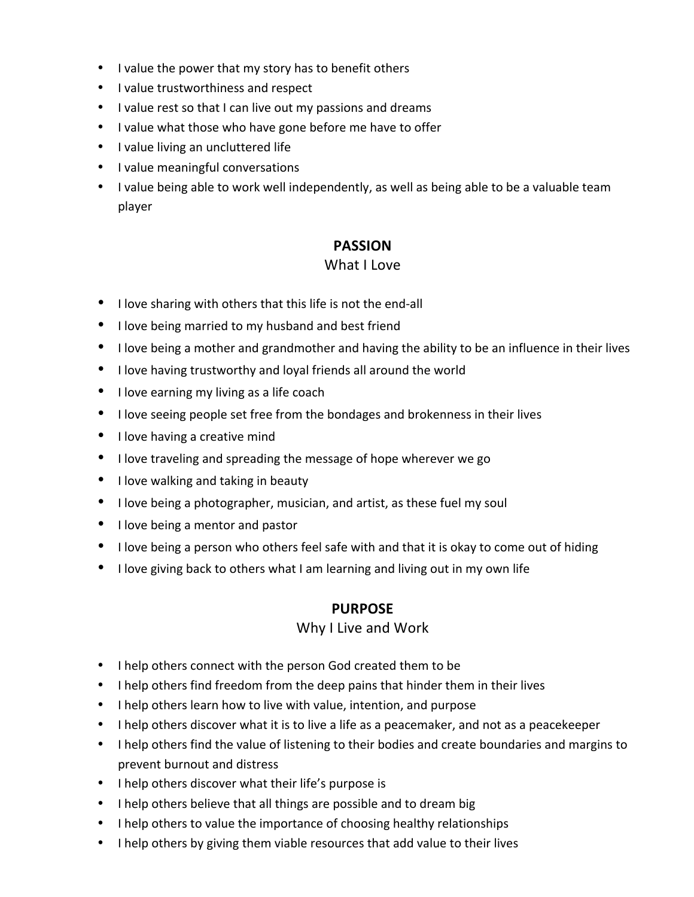- I value the power that my story has to benefit others
- I value trustworthiness and respect
- I value rest so that I can live out my passions and dreams
- I value what those who have gone before me have to offer
- I value living an uncluttered life
- I value meaningful conversations
- I value being able to work well independently, as well as being able to be a valuable team player

## PASSION

What I Love

- I love sharing with others that this life is not the end-all
- I love being married to my husband and best friend
- I love being a mother and grandmother and having the ability to be an influence in their lives
- I love having trustworthy and loyal friends all around the world
- I love earning my living as a life coach
- I love seeing people set free from the bondages and brokenness in their lives
- I love having a creative mind
- I love traveling and spreading the message of hope wherever we go
- I love walking and taking in beauty
- I love being a photographer, musician, and artist, as these fuel my soul
- I love being a mentor and pastor
- I love being a person who others feel safe with and that it is okay to come out of hiding
- I love giving back to others what I am learning and living out in my own life

## PURPOSE

Why I Live and Work

- I help others connect with the person God created them to be
- I help others find freedom from the deep pains that hinder them in their lives
- I help others learn how to live with value, intention, and purpose
- I help others discover what it is to live a life as a peacemaker, and not as a peacekeeper
- I help others find the value of listening to their bodies and create boundaries and margins to prevent burnout and distress
- I help others discover what their life's purpose is
- I help others believe that all things are possible and to dream big
- I help others to value the importance of choosing healthy relationships
- I help others by giving them viable resources that add value to their lives